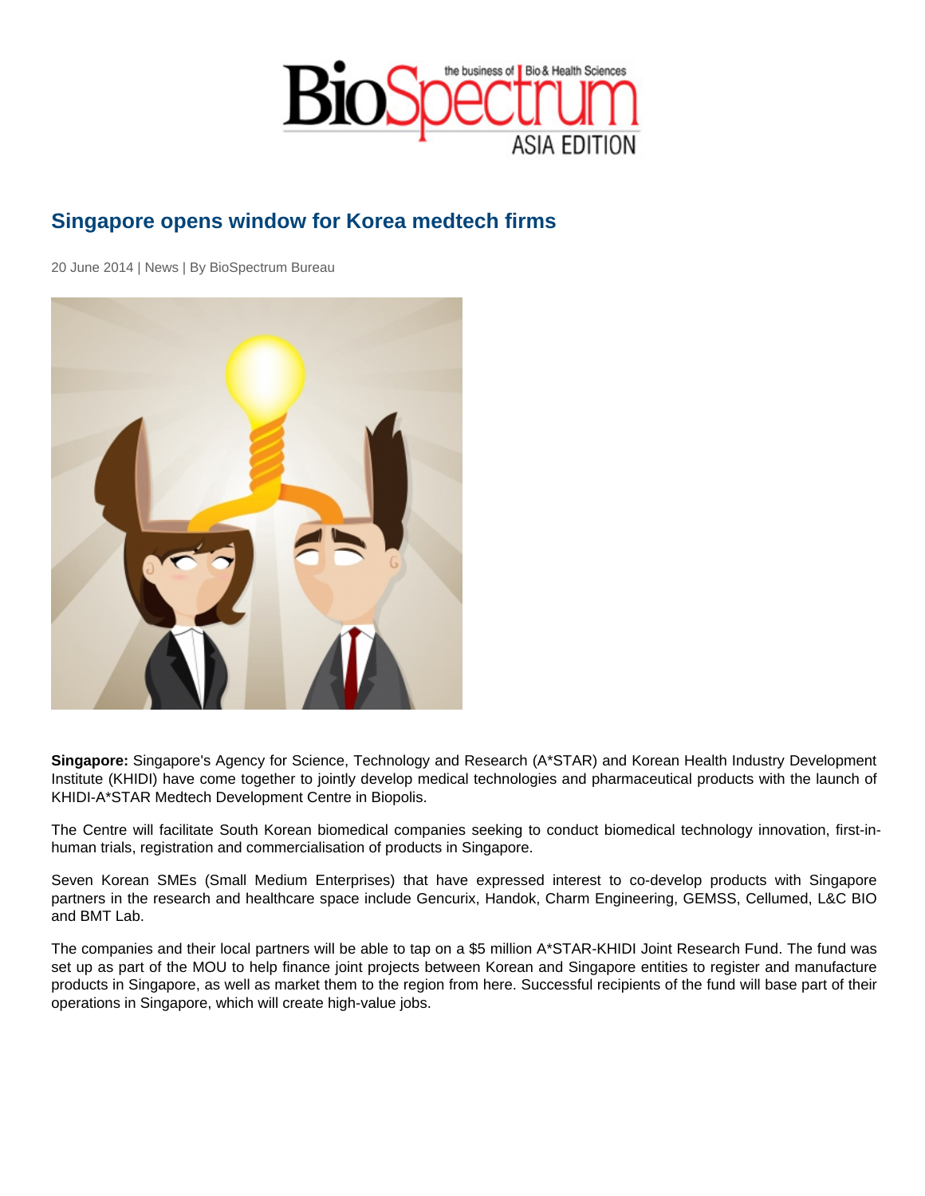# Singapore opens window for Korea medtech firms

20 June 2014 | News | By BioSpectrum Bureau

**Singapore:** Singapore's Agency for Science, Technology and Research (A*STAR) and Korean Health Industry Development Institute (KHIDI) have come together to jointly develop medical technologies and pharmaceutical products with the launch of KHIDI-A*STAR Medtech Development Centre in Biopolis.

The Centre will facilitate South Korean biomedical companies seeking to conduct biomedical technology innovation, first-in-human trials, registration and commercialisation of products in Singapore.

Seven Korean SMEs (Small Medium Enterprises) that have expressed interest to co-develop products with Singapore partners in the research and healthcare space include Gencurix, Handok, Charm Engineering, GEMSS, Cellumed, L&C BIO and BMT Lab.

The companies and their local partners will be able to tap on a $5 million A*STAR-KHIDI Joint Research Fund. The fund was set up as part of the MOU to help finance joint projects between Korean and Singapore entities to register and manufacture products in Singapore, as well as market them to the region from here. Successful recipients of the fund will base part of their operations in Singapore, which will create high-value jobs.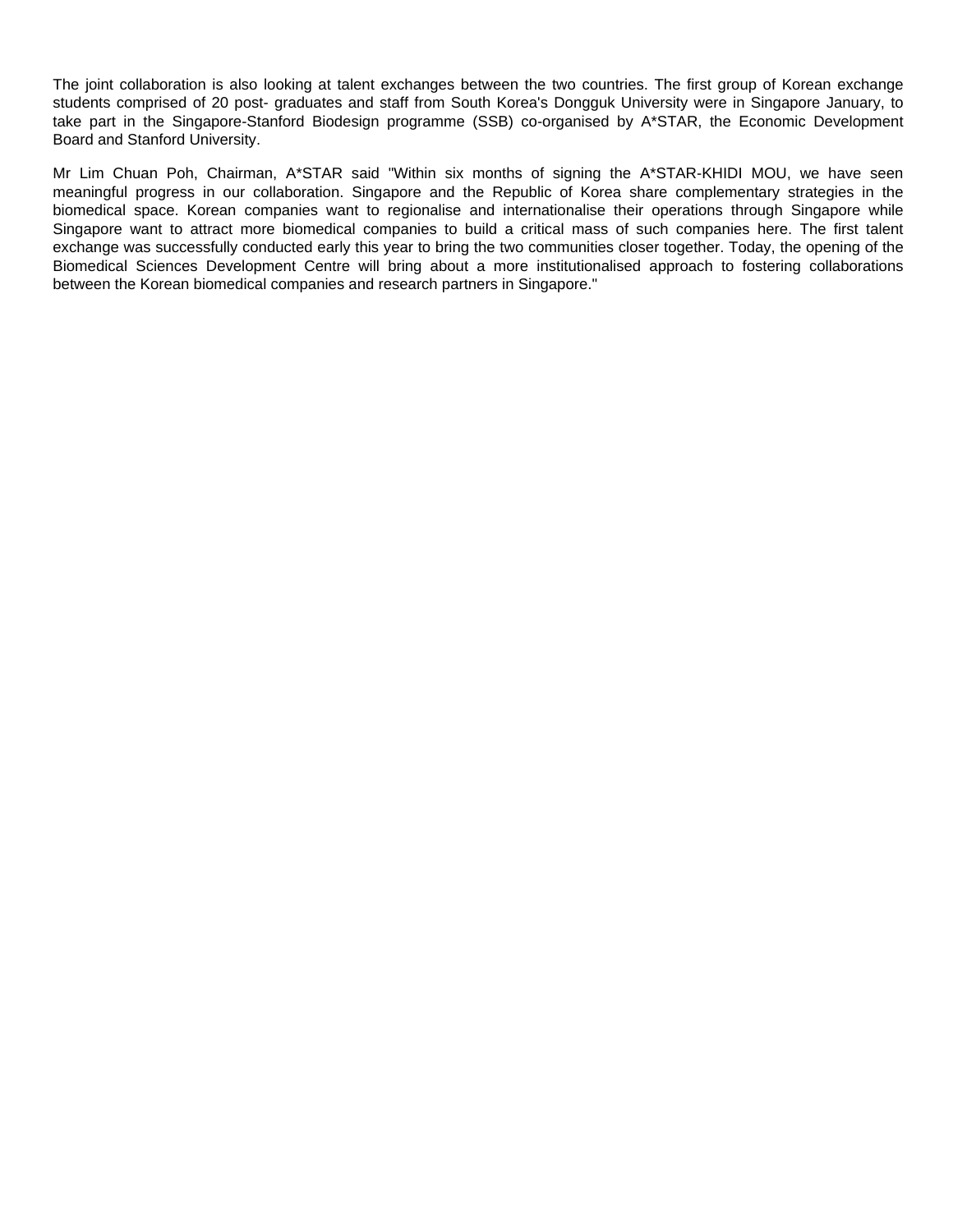The joint collaboration is also looking at talent exchanges between the two countries. The first group of Korean exchange students comprised of 20 post- graduates and staff from South Korea's Dongguk University were in Singapore January, to take part in the Singapore-Stanford Biodesign programme (SSB) co-organised by A*STAR, the Economic Development Board and Stanford University.

Mr Lim Chuan Poh, Chairman, A*STAR said "Within six months of signing the A*STAR-KHIDI MOU, we have seen meaningful progress in our collaboration. Singapore and the Republic of Korea share complementary strategies in the biomedical space. Korean companies want to regionalise and internationalise their operations through Singapore while Singapore want to attract more biomedical companies to build a critical mass of such companies here. The first talent exchange was successfully conducted early this year to bring the two communities closer together. Today, the opening of the Biomedical Sciences Development Centre will bring about a more institutionalised approach to fostering collaborations between the Korean biomedical companies and research partners in Singapore."